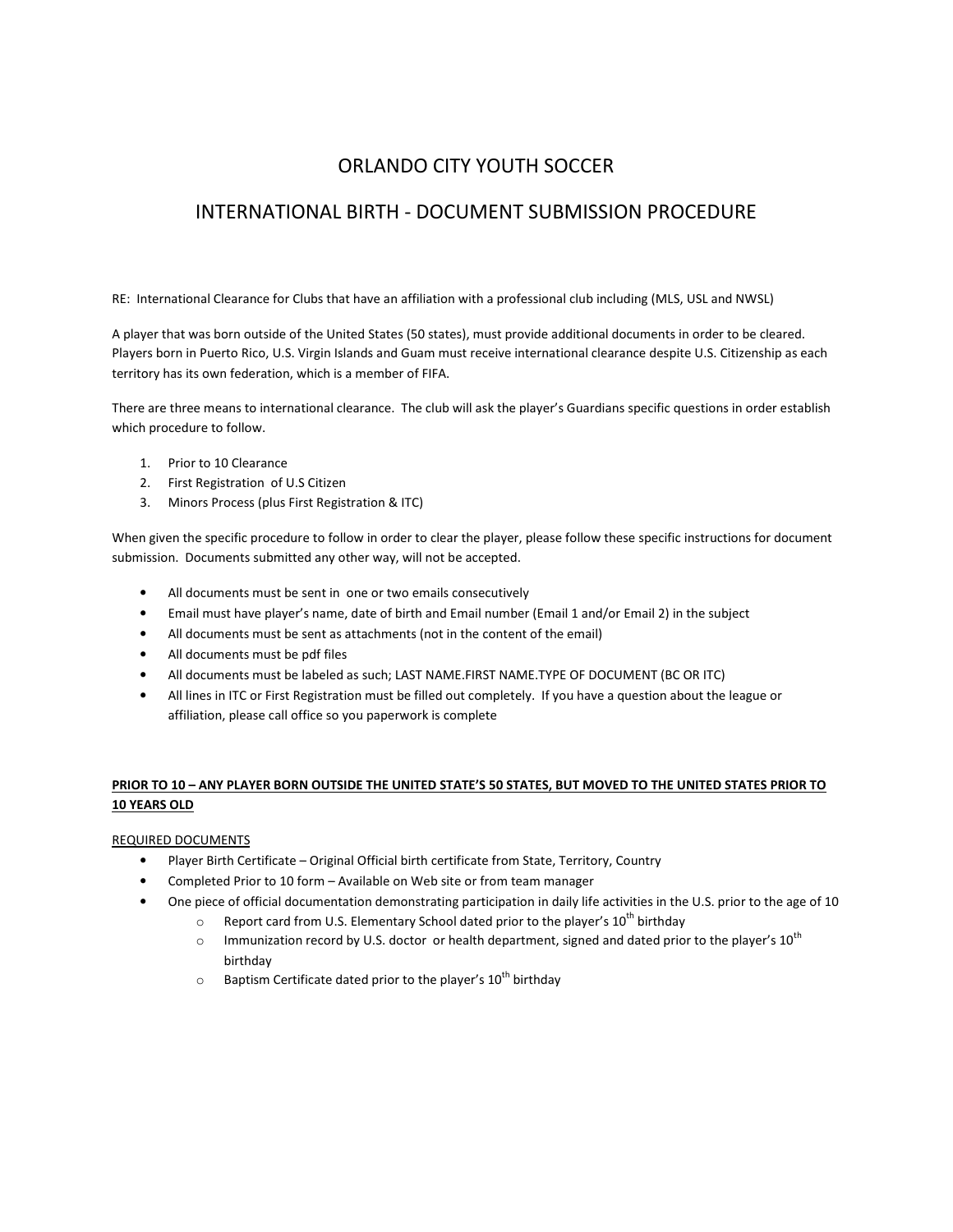# ORLANDO CITY YOUTH SOCCER

## INTERNATIONAL BIRTH - DOCUMENT SUBMISSION PROCEDURE

RE: International Clearance for Clubs that have an affiliation with a professional club including (MLS, USL and NWSL)

A player that was born outside of the United States (50 states), must provide additional documents in order to be cleared. Players born in Puerto Rico, U.S. Virgin Islands and Guam must receive international clearance despite U.S. Citizenship as each territory has its own federation, which is a member of FIFA.

There are three means to international clearance. The club will ask the player's Guardians specific questions in order establish which procedure to follow.

1. Prior to 10 Clearance
2. First Registration of U.S Citizen
3. Minors Process (plus First Registration & ITC)

When given the specific procedure to follow in order to clear the player, please follow these specific instructions for document submission. Documents submitted any other way, will not be accepted.

- All documents must be sent in one or two emails consecutively
- Email must have player's name, date of birth and Email number (Email 1 and/or Email 2) in the subject
- All documents must be sent as attachments (not in the content of the email)
- All documents must be pdf files
- All documents must be labeled as such; LAST NAME.FIRST NAME.TYPE OF DOCUMENT (BC OR ITC)
- All lines in ITC or First Registration must be filled out completely. If you have a question about the league or affiliation, please call office so you paperwork is complete

**PRIOR TO 10 – ANY PLAYER BORN OUTSIDE THE UNITED STATE'S 50 STATES, BUT MOVED TO THE UNITED STATES PRIOR TO 10 YEARS OLD**

REQUIRED DOCUMENTS

- Player Birth Certificate – Original Official birth certificate from State, Territory, Country
- Completed Prior to 10 form – Available on Web site or from team manager
- One piece of official documentation demonstrating participation in daily life activities in the U.S. prior to the age of 10
  - Report card from U.S. Elementary School dated prior to the player's 10th birthday
  - Immunization record by U.S. doctor or health department, signed and dated prior to the player's 10th birthday
  - Baptism Certificate dated prior to the player's 10th birthday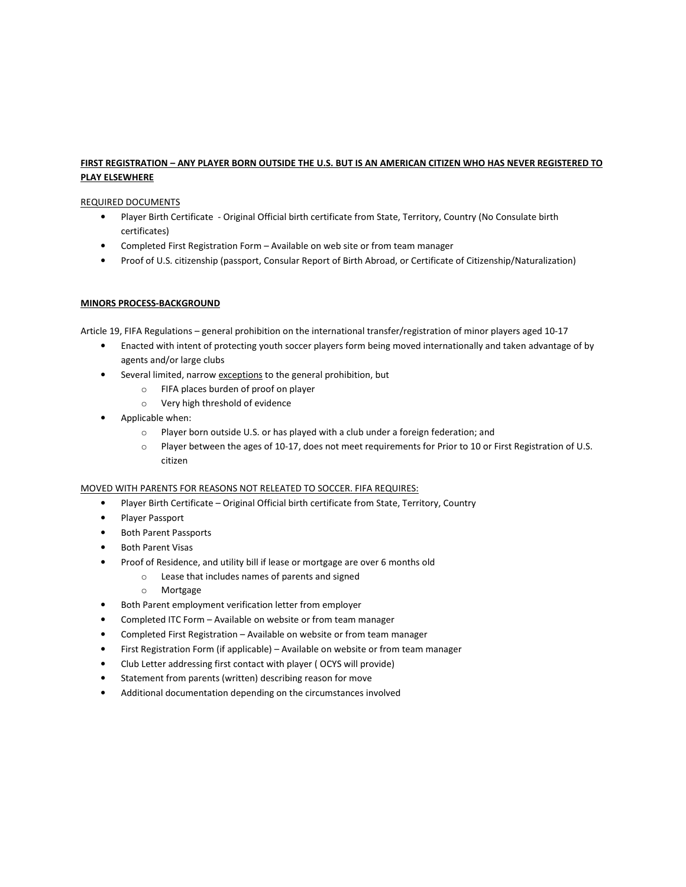**FIRST REGISTRATION – ANY PLAYER BORN OUTSIDE THE U.S. BUT IS AN AMERICAN CITIZEN WHO HAS NEVER REGISTERED TO PLAY ELSEWHERE**

REQUIRED DOCUMENTS

- Player Birth Certificate - Original Official birth certificate from State, Territory, Country (No Consulate birth certificates)
- Completed First Registration Form – Available on web site or from team manager
- Proof of U.S. citizenship (passport, Consular Report of Birth Abroad, or Certificate of Citizenship/Naturalization)

**MINORS PROCESS-BACKGROUND**

Article 19, FIFA Regulations – general prohibition on the international transfer/registration of minor players aged 10-17

- Enacted with intent of protecting youth soccer players form being moved internationally and taken advantage of by agents and/or large clubs
- Several limited, narrow exceptions to the general prohibition, but
    - FIFA places burden of proof on player
    - Very high threshold of evidence
- Applicable when:
    - Player born outside U.S. or has played with a club under a foreign federation; and
    - Player between the ages of 10-17, does not meet requirements for Prior to 10 or First Registration of U.S. citizen

MOVED WITH PARENTS FOR REASONS NOT RELEATED TO SOCCER. FIFA REQUIRES:

- Player Birth Certificate – Original Official birth certificate from State, Territory, Country
- Player Passport
- Both Parent Passports
- Both Parent Visas
- Proof of Residence, and utility bill if lease or mortgage are over 6 months old
    - Lease that includes names of parents and signed
    - Mortgage
- Both Parent employment verification letter from employer
- Completed ITC Form – Available on website or from team manager
- Completed First Registration – Available on website or from team manager
- First Registration Form (if applicable) – Available on website or from team manager
- Club Letter addressing first contact with player ( OCYS will provide)
- Statement from parents (written) describing reason for move
- Additional documentation depending on the circumstances involved